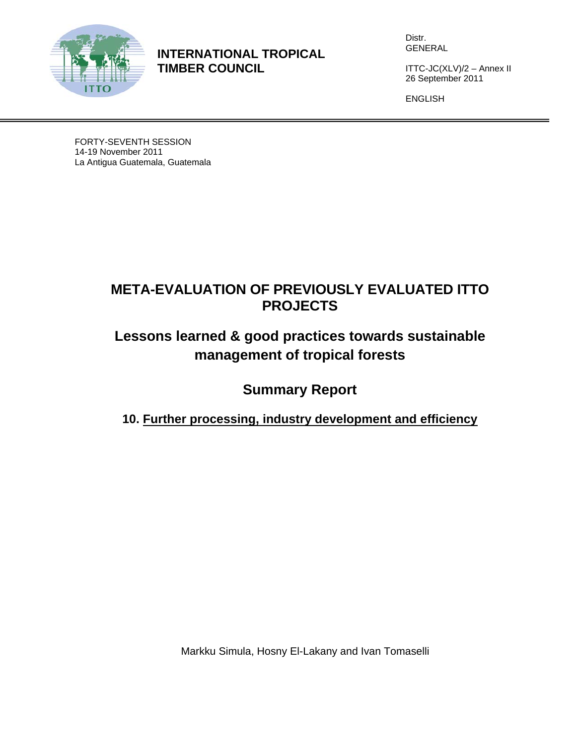**INTERNATIONAL TROPICAL TIMBER COUNCIL**

Distr.
GENERAL

ITTC-JC(XLV)/2 – Annex II
26 September 2011

ENGLISH

FORTY-SEVENTH SESSION
14-19 November 2011
La Antigua Guatemala, Guatemala

# META-EVALUATION OF PREVIOUSLY EVALUATED ITTO PROJECTS

## Lessons learned & good practices towards sustainable management of tropical forests

## Summary Report

### 10. Further processing, industry development and efficiency

Markku Simula, Hosny El-Lakany and Ivan Tomaselli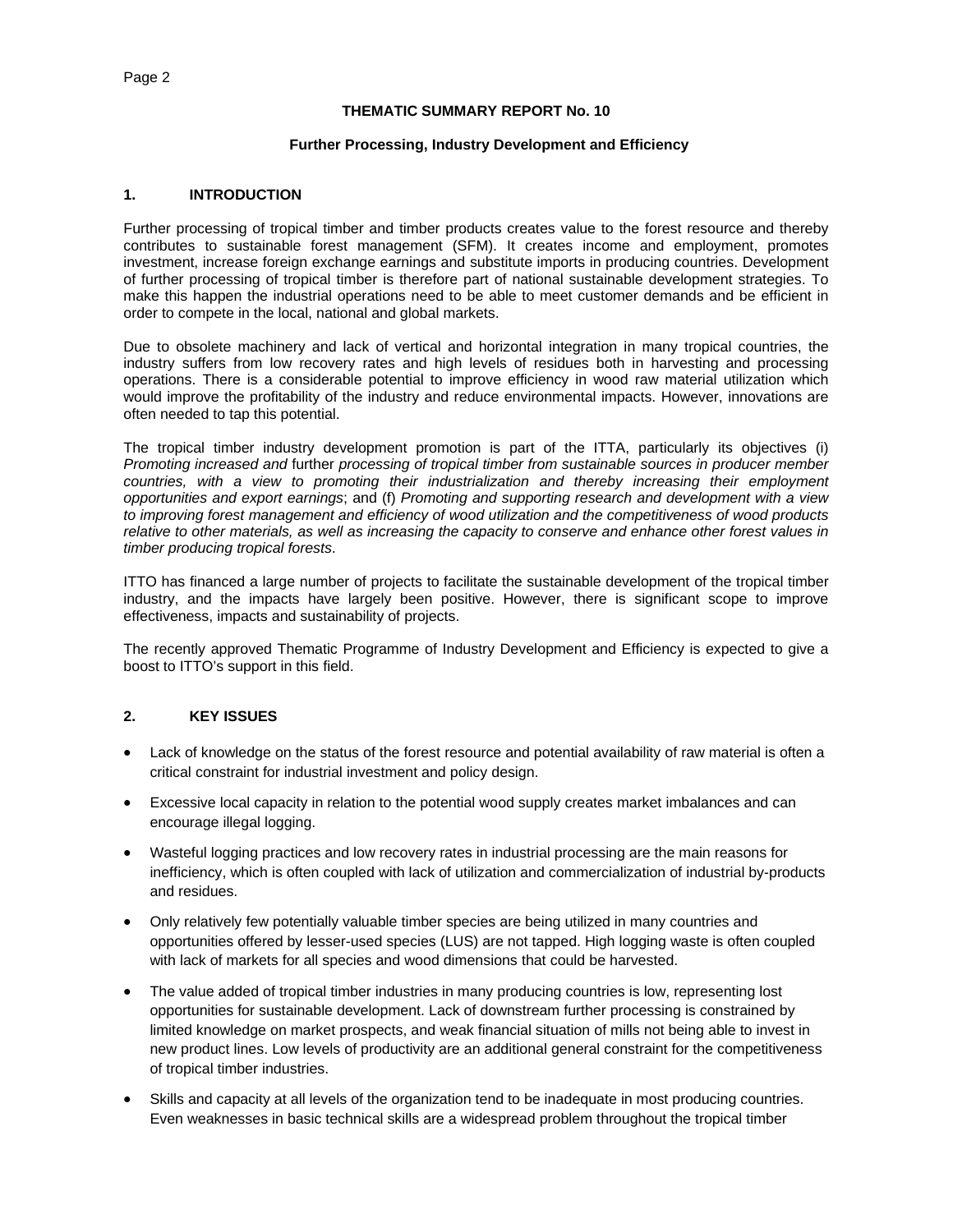**THEMATIC SUMMARY REPORT No. 10**

**Further Processing, Industry Development and Efficiency**

## 1. INTRODUCTION

Further processing of tropical timber and timber products creates value to the forest resource and thereby contributes to sustainable forest management (SFM). It creates income and employment, promotes investment, increase foreign exchange earnings and substitute imports in producing countries. Development of further processing of tropical timber is therefore part of national sustainable development strategies. To make this happen the industrial operations need to be able to meet customer demands and be efficient in order to compete in the local, national and global markets.

Due to obsolete machinery and lack of vertical and horizontal integration in many tropical countries, the industry suffers from low recovery rates and high levels of residues both in harvesting and processing operations. There is a considerable potential to improve efficiency in wood raw material utilization which would improve the profitability of the industry and reduce environmental impacts. However, innovations are often needed to tap this potential.

The tropical timber industry development promotion is part of the ITTA, particularly its objectives (i) *Promoting increased and* further *processing of tropical timber from sustainable sources in producer member countries, with a view to promoting their industrialization and thereby increasing their employment opportunities and export earnings*; and (f) *Promoting and supporting research and development with a view to improving forest management and efficiency of wood utilization and the competitiveness of wood products relative to other materials, as well as increasing the capacity to conserve and enhance other forest values in timber producing tropical forests*.

ITTO has financed a large number of projects to facilitate the sustainable development of the tropical timber industry, and the impacts have largely been positive. However, there is significant scope to improve effectiveness, impacts and sustainability of projects.

The recently approved Thematic Programme of Industry Development and Efficiency is expected to give a boost to ITTO's support in this field.

## 2. KEY ISSUES

- Lack of knowledge on the status of the forest resource and potential availability of raw material is often a critical constraint for industrial investment and policy design.
- Excessive local capacity in relation to the potential wood supply creates market imbalances and can encourage illegal logging.
- Wasteful logging practices and low recovery rates in industrial processing are the main reasons for inefficiency, which is often coupled with lack of utilization and commercialization of industrial by-products and residues.
- Only relatively few potentially valuable timber species are being utilized in many countries and opportunities offered by lesser-used species (LUS) are not tapped. High logging waste is often coupled with lack of markets for all species and wood dimensions that could be harvested.
- The value added of tropical timber industries in many producing countries is low, representing lost opportunities for sustainable development. Lack of downstream further processing is constrained by limited knowledge on market prospects, and weak financial situation of mills not being able to invest in new product lines. Low levels of productivity are an additional general constraint for the competitiveness of tropical timber industries.
- Skills and capacity at all levels of the organization tend to be inadequate in most producing countries. Even weaknesses in basic technical skills are a widespread problem throughout the tropical timber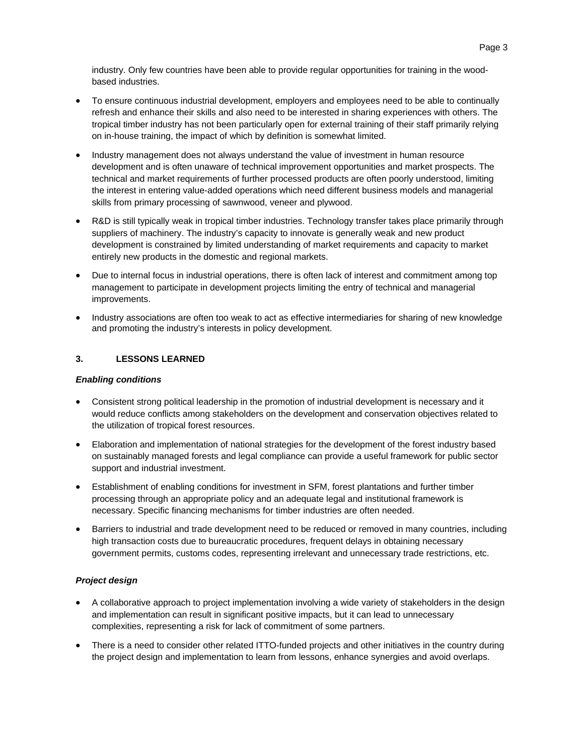industry. Only few countries have been able to provide regular opportunities for training in the wood-based industries.

- To ensure continuous industrial development, employers and employees need to be able to continually refresh and enhance their skills and also need to be interested in sharing experiences with others. The tropical timber industry has not been particularly open for external training of their staff primarily relying on in-house training, the impact of which by definition is somewhat limited.
- Industry management does not always understand the value of investment in human resource development and is often unaware of technical improvement opportunities and market prospects. The technical and market requirements of further processed products are often poorly understood, limiting the interest in entering value-added operations which need different business models and managerial skills from primary processing of sawnwood, veneer and plywood.
- R&D is still typically weak in tropical timber industries. Technology transfer takes place primarily through suppliers of machinery. The industry's capacity to innovate is generally weak and new product development is constrained by limited understanding of market requirements and capacity to market entirely new products in the domestic and regional markets.
- Due to internal focus in industrial operations, there is often lack of interest and commitment among top management to participate in development projects limiting the entry of technical and managerial improvements.
- Industry associations are often too weak to act as effective intermediaries for sharing of new knowledge and promoting the industry's interests in policy development.

## 3. LESSONS LEARNED

***Enabling conditions***

- Consistent strong political leadership in the promotion of industrial development is necessary and it would reduce conflicts among stakeholders on the development and conservation objectives related to the utilization of tropical forest resources.
- Elaboration and implementation of national strategies for the development of the forest industry based on sustainably managed forests and legal compliance can provide a useful framework for public sector support and industrial investment.
- Establishment of enabling conditions for investment in SFM, forest plantations and further timber processing through an appropriate policy and an adequate legal and institutional framework is necessary. Specific financing mechanisms for timber industries are often needed.
- Barriers to industrial and trade development need to be reduced or removed in many countries, including high transaction costs due to bureaucratic procedures, frequent delays in obtaining necessary government permits, customs codes, representing irrelevant and unnecessary trade restrictions, etc.

***Project design***

- A collaborative approach to project implementation involving a wide variety of stakeholders in the design and implementation can result in significant positive impacts, but it can lead to unnecessary complexities, representing a risk for lack of commitment of some partners.
- There is a need to consider other related ITTO-funded projects and other initiatives in the country during the project design and implementation to learn from lessons, enhance synergies and avoid overlaps.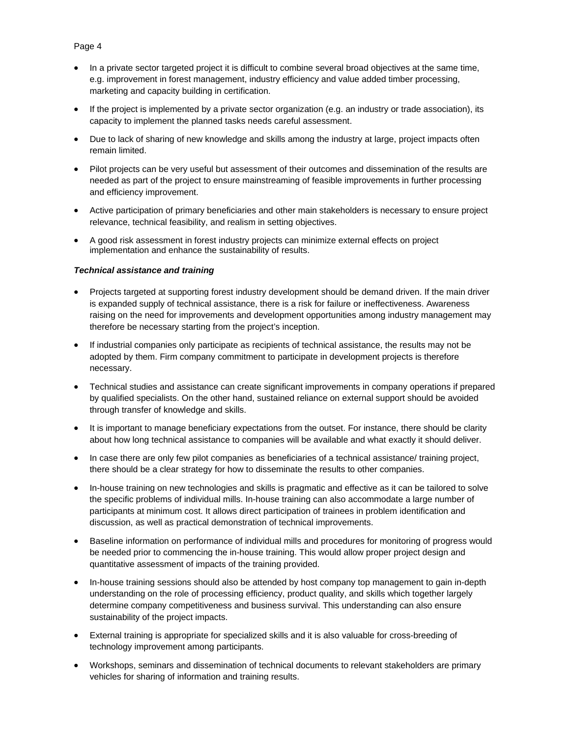- In a private sector targeted project it is difficult to combine several broad objectives at the same time, e.g. improvement in forest management, industry efficiency and value added timber processing, marketing and capacity building in certification.
- If the project is implemented by a private sector organization (e.g. an industry or trade association), its capacity to implement the planned tasks needs careful assessment.
- Due to lack of sharing of new knowledge and skills among the industry at large, project impacts often remain limited.
- Pilot projects can be very useful but assessment of their outcomes and dissemination of the results are needed as part of the project to ensure mainstreaming of feasible improvements in further processing and efficiency improvement.
- Active participation of primary beneficiaries and other main stakeholders is necessary to ensure project relevance, technical feasibility, and realism in setting objectives.
- A good risk assessment in forest industry projects can minimize external effects on project implementation and enhance the sustainability of results.

***Technical assistance and training***

- Projects targeted at supporting forest industry development should be demand driven. If the main driver is expanded supply of technical assistance, there is a risk for failure or ineffectiveness. Awareness raising on the need for improvements and development opportunities among industry management may therefore be necessary starting from the project's inception.
- If industrial companies only participate as recipients of technical assistance, the results may not be adopted by them. Firm company commitment to participate in development projects is therefore necessary.
- Technical studies and assistance can create significant improvements in company operations if prepared by qualified specialists. On the other hand, sustained reliance on external support should be avoided through transfer of knowledge and skills.
- It is important to manage beneficiary expectations from the outset. For instance, there should be clarity about how long technical assistance to companies will be available and what exactly it should deliver.
- In case there are only few pilot companies as beneficiaries of a technical assistance/ training project, there should be a clear strategy for how to disseminate the results to other companies.
- In-house training on new technologies and skills is pragmatic and effective as it can be tailored to solve the specific problems of individual mills. In-house training can also accommodate a large number of participants at minimum cost. It allows direct participation of trainees in problem identification and discussion, as well as practical demonstration of technical improvements.
- Baseline information on performance of individual mills and procedures for monitoring of progress would be needed prior to commencing the in-house training. This would allow proper project design and quantitative assessment of impacts of the training provided.
- In-house training sessions should also be attended by host company top management to gain in-depth understanding on the role of processing efficiency, product quality, and skills which together largely determine company competitiveness and business survival. This understanding can also ensure sustainability of the project impacts.
- External training is appropriate for specialized skills and it is also valuable for cross-breeding of technology improvement among participants.
- Workshops, seminars and dissemination of technical documents to relevant stakeholders are primary vehicles for sharing of information and training results.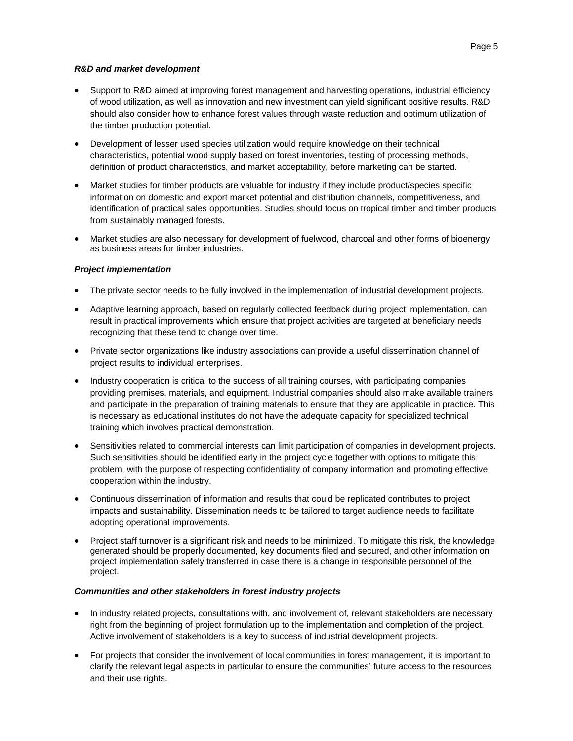***R&D and market development***

- Support to R&D aimed at improving forest management and harvesting operations, industrial efficiency of wood utilization, as well as innovation and new investment can yield significant positive results. R&D should also consider how to enhance forest values through waste reduction and optimum utilization of the timber production potential.
- Development of lesser used species utilization would require knowledge on their technical characteristics, potential wood supply based on forest inventories, testing of processing methods, definition of product characteristics, and market acceptability, before marketing can be started.
- Market studies for timber products are valuable for industry if they include product/species specific information on domestic and export market potential and distribution channels, competitiveness, and identification of practical sales opportunities. Studies should focus on tropical timber and timber products from sustainably managed forests.
- Market studies are also necessary for development of fuelwood, charcoal and other forms of bioenergy as business areas for timber industries.

***Project implementation***

- The private sector needs to be fully involved in the implementation of industrial development projects.
- Adaptive learning approach, based on regularly collected feedback during project implementation, can result in practical improvements which ensure that project activities are targeted at beneficiary needs recognizing that these tend to change over time.
- Private sector organizations like industry associations can provide a useful dissemination channel of project results to individual enterprises.
- Industry cooperation is critical to the success of all training courses, with participating companies providing premises, materials, and equipment. Industrial companies should also make available trainers and participate in the preparation of training materials to ensure that they are applicable in practice. This is necessary as educational institutes do not have the adequate capacity for specialized technical training which involves practical demonstration.
- Sensitivities related to commercial interests can limit participation of companies in development projects. Such sensitivities should be identified early in the project cycle together with options to mitigate this problem, with the purpose of respecting confidentiality of company information and promoting effective cooperation within the industry.
- Continuous dissemination of information and results that could be replicated contributes to project impacts and sustainability. Dissemination needs to be tailored to target audience needs to facilitate adopting operational improvements.
- Project staff turnover is a significant risk and needs to be minimized. To mitigate this risk, the knowledge generated should be properly documented, key documents filed and secured, and other information on project implementation safely transferred in case there is a change in responsible personnel of the project.

***Communities and other stakeholders in forest industry projects***

- In industry related projects, consultations with, and involvement of, relevant stakeholders are necessary right from the beginning of project formulation up to the implementation and completion of the project. Active involvement of stakeholders is a key to success of industrial development projects.
- For projects that consider the involvement of local communities in forest management, it is important to clarify the relevant legal aspects in particular to ensure the communities' future access to the resources and their use rights.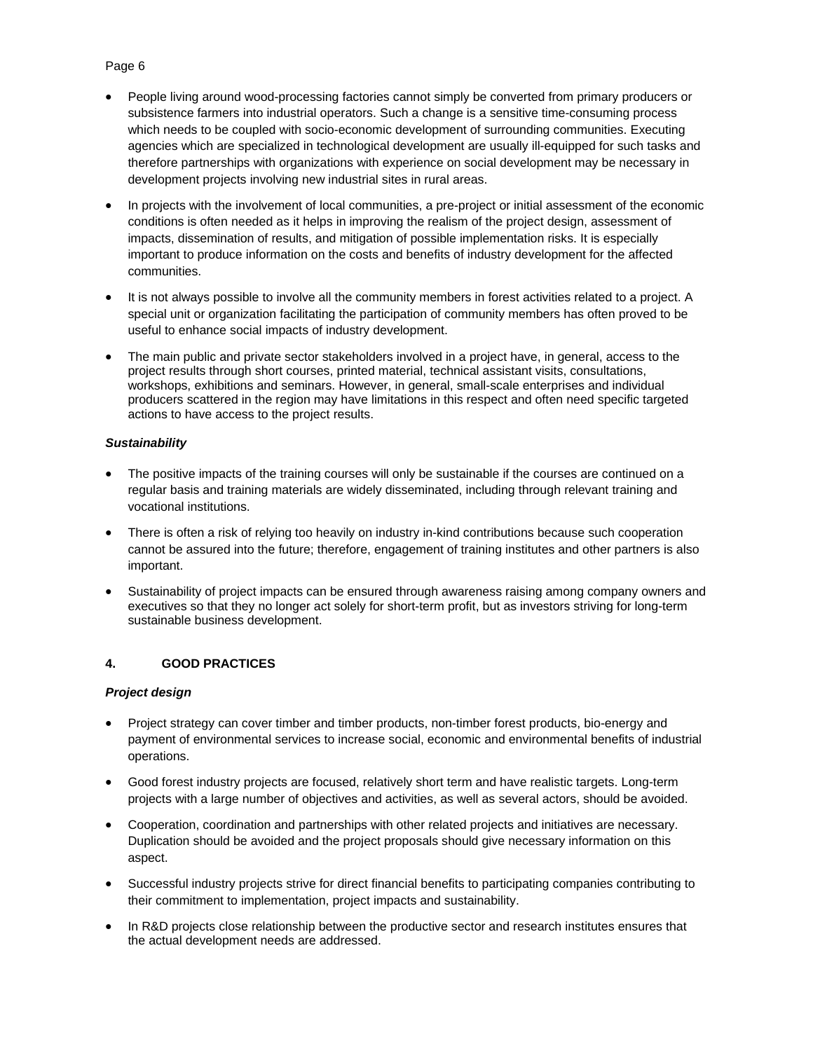- People living around wood-processing factories cannot simply be converted from primary producers or subsistence farmers into industrial operators. Such a change is a sensitive time-consuming process which needs to be coupled with socio-economic development of surrounding communities. Executing agencies which are specialized in technological development are usually ill-equipped for such tasks and therefore partnerships with organizations with experience on social development may be necessary in development projects involving new industrial sites in rural areas.
- In projects with the involvement of local communities, a pre-project or initial assessment of the economic conditions is often needed as it helps in improving the realism of the project design, assessment of impacts, dissemination of results, and mitigation of possible implementation risks. It is especially important to produce information on the costs and benefits of industry development for the affected communities.
- It is not always possible to involve all the community members in forest activities related to a project. A special unit or organization facilitating the participation of community members has often proved to be useful to enhance social impacts of industry development.
- The main public and private sector stakeholders involved in a project have, in general, access to the project results through short courses, printed material, technical assistant visits, consultations, workshops, exhibitions and seminars. However, in general, small-scale enterprises and individual producers scattered in the region may have limitations in this respect and often need specific targeted actions to have access to the project results.

***Sustainability***

- The positive impacts of the training courses will only be sustainable if the courses are continued on a regular basis and training materials are widely disseminated, including through relevant training and vocational institutions.
- There is often a risk of relying too heavily on industry in-kind contributions because such cooperation cannot be assured into the future; therefore, engagement of training institutes and other partners is also important.
- Sustainability of project impacts can be ensured through awareness raising among company owners and executives so that they no longer act solely for short-term profit, but as investors striving for long-term sustainable business development.

## 4. GOOD PRACTICES

***Project design***

- Project strategy can cover timber and timber products, non-timber forest products, bio-energy and payment of environmental services to increase social, economic and environmental benefits of industrial operations.
- Good forest industry projects are focused, relatively short term and have realistic targets. Long-term projects with a large number of objectives and activities, as well as several actors, should be avoided.
- Cooperation, coordination and partnerships with other related projects and initiatives are necessary. Duplication should be avoided and the project proposals should give necessary information on this aspect.
- Successful industry projects strive for direct financial benefits to participating companies contributing to their commitment to implementation, project impacts and sustainability.
- In R&D projects close relationship between the productive sector and research institutes ensures that the actual development needs are addressed.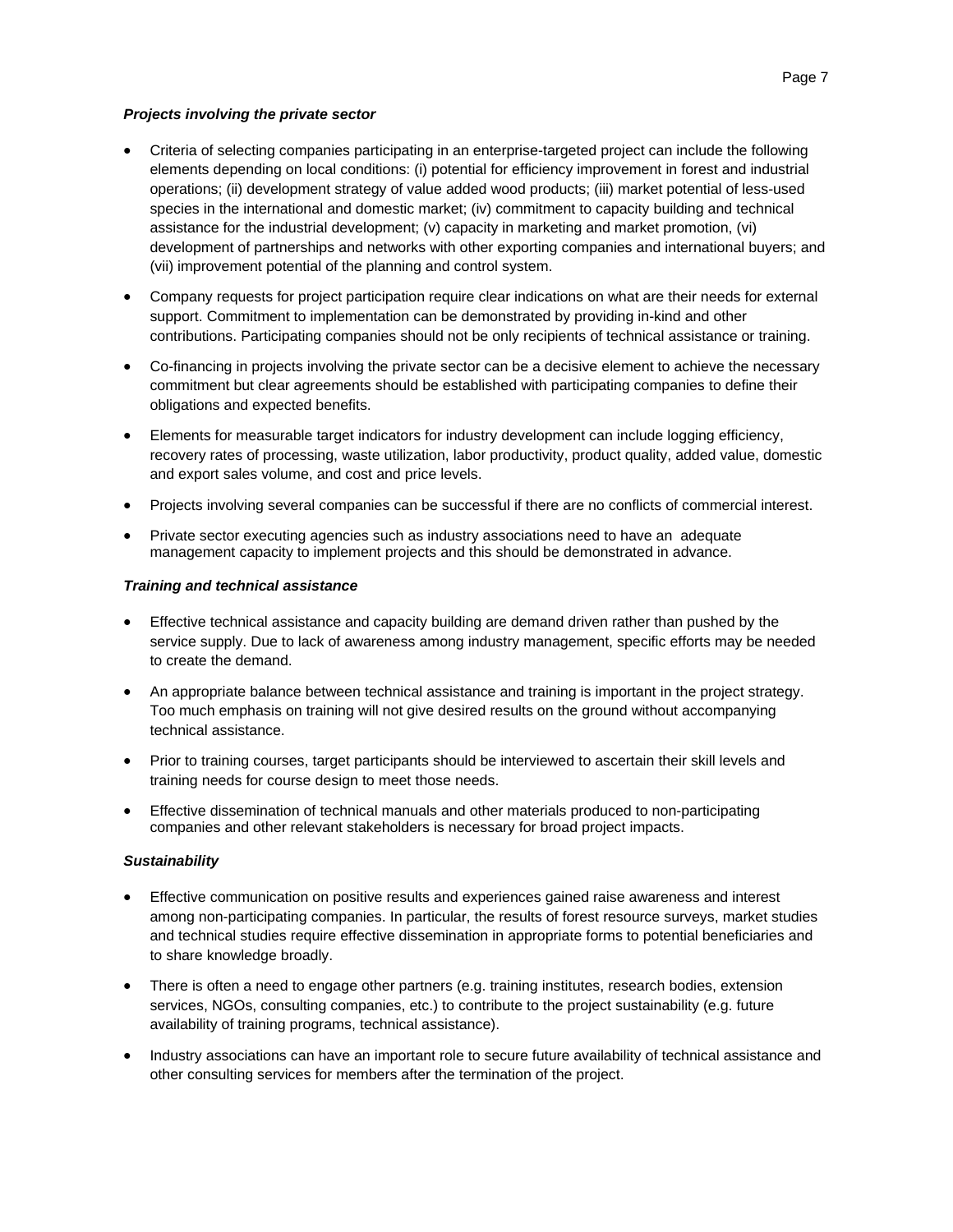***Projects involving the private sector***

- Criteria of selecting companies participating in an enterprise-targeted project can include the following elements depending on local conditions: (i) potential for efficiency improvement in forest and industrial operations; (ii) development strategy of value added wood products; (iii) market potential of less-used species in the international and domestic market; (iv) commitment to capacity building and technical assistance for the industrial development; (v) capacity in marketing and market promotion, (vi) development of partnerships and networks with other exporting companies and international buyers; and (vii) improvement potential of the planning and control system.
- Company requests for project participation require clear indications on what are their needs for external support. Commitment to implementation can be demonstrated by providing in-kind and other contributions. Participating companies should not be only recipients of technical assistance or training.
- Co-financing in projects involving the private sector can be a decisive element to achieve the necessary commitment but clear agreements should be established with participating companies to define their obligations and expected benefits.
- Elements for measurable target indicators for industry development can include logging efficiency, recovery rates of processing, waste utilization, labor productivity, product quality, added value, domestic and export sales volume, and cost and price levels.
- Projects involving several companies can be successful if there are no conflicts of commercial interest.
- Private sector executing agencies such as industry associations need to have an adequate management capacity to implement projects and this should be demonstrated in advance.

***Training and technical assistance***

- Effective technical assistance and capacity building are demand driven rather than pushed by the service supply. Due to lack of awareness among industry management, specific efforts may be needed to create the demand.
- An appropriate balance between technical assistance and training is important in the project strategy. Too much emphasis on training will not give desired results on the ground without accompanying technical assistance.
- Prior to training courses, target participants should be interviewed to ascertain their skill levels and training needs for course design to meet those needs.
- Effective dissemination of technical manuals and other materials produced to non-participating companies and other relevant stakeholders is necessary for broad project impacts.

***Sustainability***

- Effective communication on positive results and experiences gained raise awareness and interest among non-participating companies. In particular, the results of forest resource surveys, market studies and technical studies require effective dissemination in appropriate forms to potential beneficiaries and to share knowledge broadly.
- There is often a need to engage other partners (e.g. training institutes, research bodies, extension services, NGOs, consulting companies, etc.) to contribute to the project sustainability (e.g. future availability of training programs, technical assistance).
- Industry associations can have an important role to secure future availability of technical assistance and other consulting services for members after the termination of the project.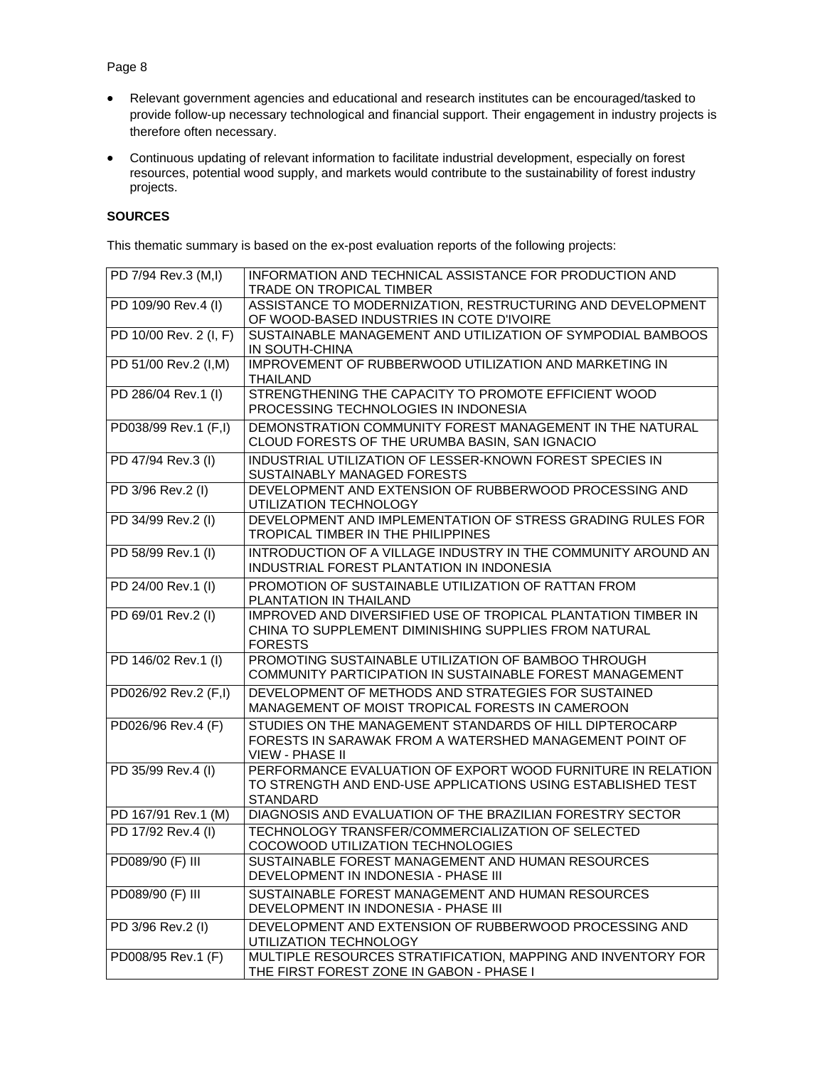- Relevant government agencies and educational and research institutes can be encouraged/tasked to provide follow-up necessary technological and financial support. Their engagement in industry projects is therefore often necessary.

- Continuous updating of relevant information to facilitate industrial development, especially on forest resources, potential wood supply, and markets would contribute to the sustainability of forest industry projects.

**SOURCES**

This thematic summary is based on the ex-post evaluation reports of the following projects:

| | |
|---|---|
| PD 7/94 Rev.3 (M,I) | INFORMATION AND TECHNICAL ASSISTANCE FOR PRODUCTION AND TRADE ON TROPICAL TIMBER |
| PD 109/90 Rev.4 (I) | ASSISTANCE TO MODERNIZATION, RESTRUCTURING AND DEVELOPMENT OF WOOD-BASED INDUSTRIES IN COTE D'IVOIRE |
| PD 10/00 Rev. 2 (I, F) | SUSTAINABLE MANAGEMENT AND UTILIZATION OF SYMPODIAL BAMBOOS IN SOUTH-CHINA |
| PD 51/00 Rev.2 (I,M) | IMPROVEMENT OF RUBBERWOOD UTILIZATION AND MARKETING IN THAILAND |
| PD 286/04 Rev.1 (I) | STRENGTHENING THE CAPACITY TO PROMOTE EFFICIENT WOOD PROCESSING TECHNOLOGIES IN INDONESIA |
| PD038/99 Rev.1 (F,I) | DEMONSTRATION COMMUNITY FOREST MANAGEMENT IN THE NATURAL CLOUD FORESTS OF THE URUMBA BASIN, SAN IGNACIO |
| PD 47/94 Rev.3 (I) | INDUSTRIAL UTILIZATION OF LESSER-KNOWN FOREST SPECIES IN SUSTAINABLY MANAGED FORESTS |
| PD 3/96 Rev.2 (I) | DEVELOPMENT AND EXTENSION OF RUBBERWOOD PROCESSING AND UTILIZATION TECHNOLOGY |
| PD 34/99 Rev.2 (I) | DEVELOPMENT AND IMPLEMENTATION OF STRESS GRADING RULES FOR TROPICAL TIMBER IN THE PHILIPPINES |
| PD 58/99 Rev.1 (I) | INTRODUCTION OF A VILLAGE INDUSTRY IN THE COMMUNITY AROUND AN INDUSTRIAL FOREST PLANTATION IN INDONESIA |
| PD 24/00 Rev.1 (I) | PROMOTION OF SUSTAINABLE UTILIZATION OF RATTAN FROM PLANTATION IN THAILAND |
| PD 69/01 Rev.2 (I) | IMPROVED AND DIVERSIFIED USE OF TROPICAL PLANTATION TIMBER IN CHINA TO SUPPLEMENT DIMINISHING SUPPLIES FROM NATURAL FORESTS |
| PD 146/02 Rev.1 (I) | PROMOTING SUSTAINABLE UTILIZATION OF BAMBOO THROUGH COMMUNITY PARTICIPATION IN SUSTAINABLE FOREST MANAGEMENT |
| PD026/92 Rev.2 (F,I) | DEVELOPMENT OF METHODS AND STRATEGIES FOR SUSTAINED MANAGEMENT OF MOIST TROPICAL FORESTS IN CAMEROON |
| PD026/96 Rev.4 (F) | STUDIES ON THE MANAGEMENT STANDARDS OF HILL DIPTEROCARP FORESTS IN SARAWAK FROM A WATERSHED MANAGEMENT POINT OF VIEW - PHASE II |
| PD 35/99 Rev.4 (I) | PERFORMANCE EVALUATION OF EXPORT WOOD FURNITURE IN RELATION TO STRENGTH AND END-USE APPLICATIONS USING ESTABLISHED TEST STANDARD |
| PD 167/91 Rev.1 (M) | DIAGNOSIS AND EVALUATION OF THE BRAZILIAN FORESTRY SECTOR |
| PD 17/92 Rev.4 (I) | TECHNOLOGY TRANSFER/COMMERCIALIZATION OF SELECTED COCOWOOD UTILIZATION TECHNOLOGIES |
| PD089/90 (F) III | SUSTAINABLE FOREST MANAGEMENT AND HUMAN RESOURCES DEVELOPMENT IN INDONESIA - PHASE III |
| PD089/90 (F) III | SUSTAINABLE FOREST MANAGEMENT AND HUMAN RESOURCES DEVELOPMENT IN INDONESIA - PHASE III |
| PD 3/96 Rev.2 (I) | DEVELOPMENT AND EXTENSION OF RUBBERWOOD PROCESSING AND UTILIZATION TECHNOLOGY |
| PD008/95 Rev.1 (F) | MULTIPLE RESOURCES STRATIFICATION, MAPPING AND INVENTORY FOR THE FIRST FOREST ZONE IN GABON - PHASE I |